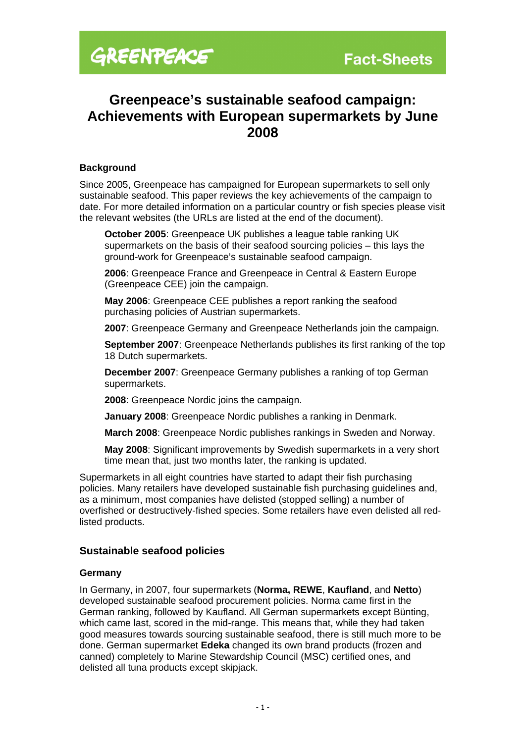GREENPEACE

Fact-Sheets

# Greenpeace's sustainable seafood campaign: Achievements with European supermarkets by June 2008

### Background

Since 2005, Greenpeace has campaigned for European supermarkets to sell only sustainable seafood. This paper reviews the key achievements of the campaign to date. For more detailed information on a particular country or fish species please visit the relevant websites (the URLs are listed at the end of the document).

**October 2005**: Greenpeace UK publishes a league table ranking UK supermarkets on the basis of their seafood sourcing policies – this lays the ground-work for Greenpeace's sustainable seafood campaign.

**2006**: Greenpeace France and Greenpeace in Central & Eastern Europe (Greenpeace CEE) join the campaign.

**May 2006**: Greenpeace CEE publishes a report ranking the seafood purchasing policies of Austrian supermarkets.

**2007**: Greenpeace Germany and Greenpeace Netherlands join the campaign.

**September 2007**: Greenpeace Netherlands publishes its first ranking of the top 18 Dutch supermarkets.

**December 2007**: Greenpeace Germany publishes a ranking of top German supermarkets.

**2008**: Greenpeace Nordic joins the campaign.

**January 2008**: Greenpeace Nordic publishes a ranking in Denmark.

**March 2008**: Greenpeace Nordic publishes rankings in Sweden and Norway.

**May 2008**: Significant improvements by Swedish supermarkets in a very short time mean that, just two months later, the ranking is updated.

Supermarkets in all eight countries have started to adapt their fish purchasing policies. Many retailers have developed sustainable fish purchasing guidelines and, as a minimum, most companies have delisted (stopped selling) a number of overfished or destructively-fished species. Some retailers have even delisted all red-listed products.

## Sustainable seafood policies

### Germany

In Germany, in 2007, four supermarkets (**Norma, REWE**, **Kaufland**, and **Netto**) developed sustainable seafood procurement policies. Norma came first in the German ranking, followed by Kaufland. All German supermarkets except Bünting, which came last, scored in the mid-range. This means that, while they had taken good measures towards sourcing sustainable seafood, there is still much more to be done. German supermarket **Edeka** changed its own brand products (frozen and canned) completely to Marine Stewardship Council (MSC) certified ones, and delisted all tuna products except skipjack.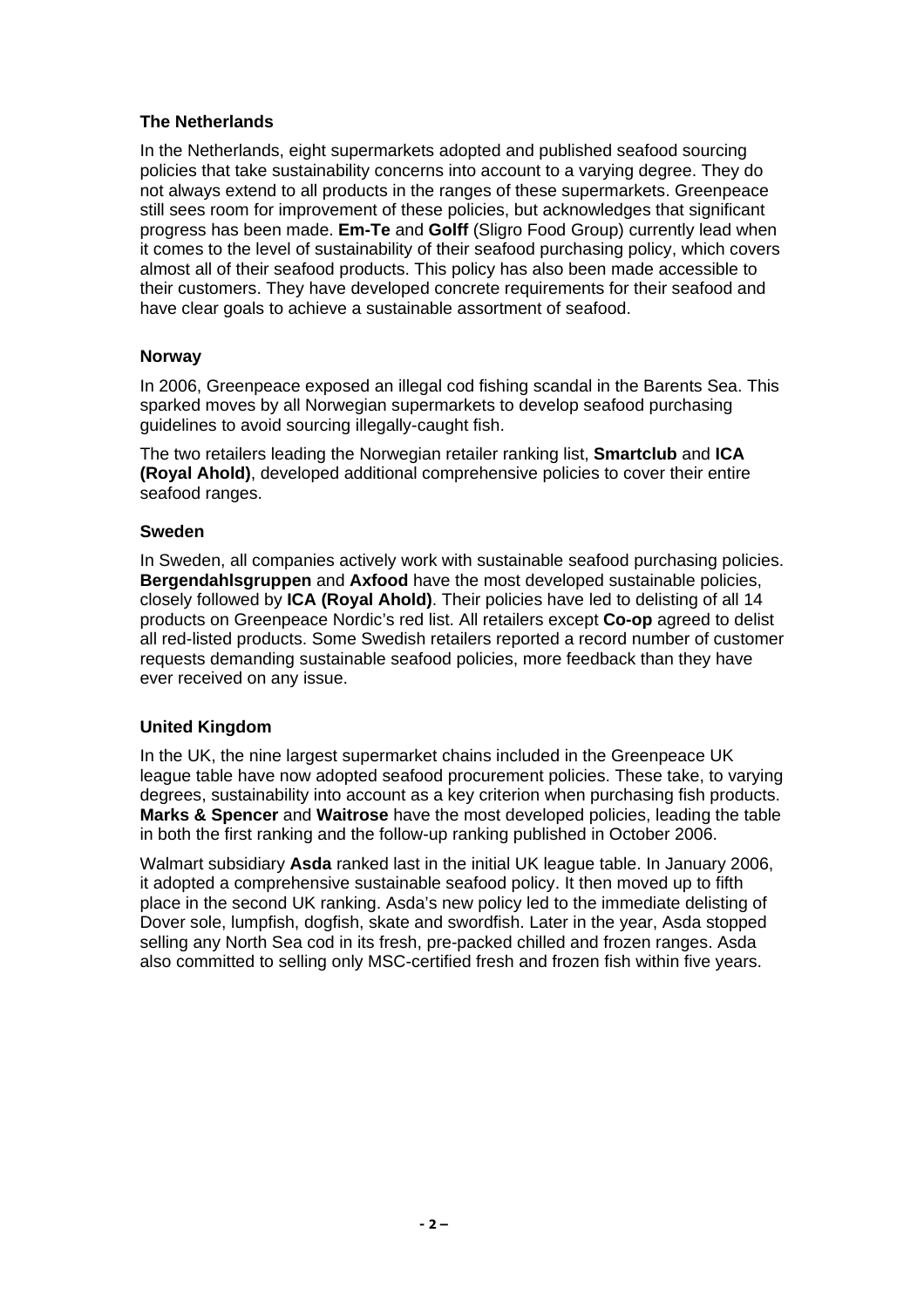**The Netherlands**

In the Netherlands, eight supermarkets adopted and published seafood sourcing policies that take sustainability concerns into account to a varying degree. They do not always extend to all products in the ranges of these supermarkets. Greenpeace still sees room for improvement of these policies, but acknowledges that significant progress has been made. **Em-Te** and **Golff** (Sligro Food Group) currently lead when it comes to the level of sustainability of their seafood purchasing policy, which covers almost all of their seafood products. This policy has also been made accessible to their customers. They have developed concrete requirements for their seafood and have clear goals to achieve a sustainable assortment of seafood.

**Norway**

In 2006, Greenpeace exposed an illegal cod fishing scandal in the Barents Sea. This sparked moves by all Norwegian supermarkets to develop seafood purchasing guidelines to avoid sourcing illegally-caught fish.

The two retailers leading the Norwegian retailer ranking list, **Smartclub** and **ICA (Royal Ahold)**, developed additional comprehensive policies to cover their entire seafood ranges.

**Sweden**

In Sweden, all companies actively work with sustainable seafood purchasing policies. **Bergendahlsgruppen** and **Axfood** have the most developed sustainable policies, closely followed by **ICA (Royal Ahold)**. Their policies have led to delisting of all 14 products on Greenpeace Nordic's red list. All retailers except **Co-op** agreed to delist all red-listed products. Some Swedish retailers reported a record number of customer requests demanding sustainable seafood policies, more feedback than they have ever received on any issue.

**United Kingdom**

In the UK, the nine largest supermarket chains included in the Greenpeace UK league table have now adopted seafood procurement policies. These take, to varying degrees, sustainability into account as a key criterion when purchasing fish products. **Marks & Spencer** and **Waitrose** have the most developed policies, leading the table in both the first ranking and the follow-up ranking published in October 2006.

Walmart subsidiary **Asda** ranked last in the initial UK league table. In January 2006, it adopted a comprehensive sustainable seafood policy. It then moved up to fifth place in the second UK ranking. Asda's new policy led to the immediate delisting of Dover sole, lumpfish, dogfish, skate and swordfish. Later in the year, Asda stopped selling any North Sea cod in its fresh, pre-packed chilled and frozen ranges. Asda also committed to selling only MSC-certified fresh and frozen fish within five years.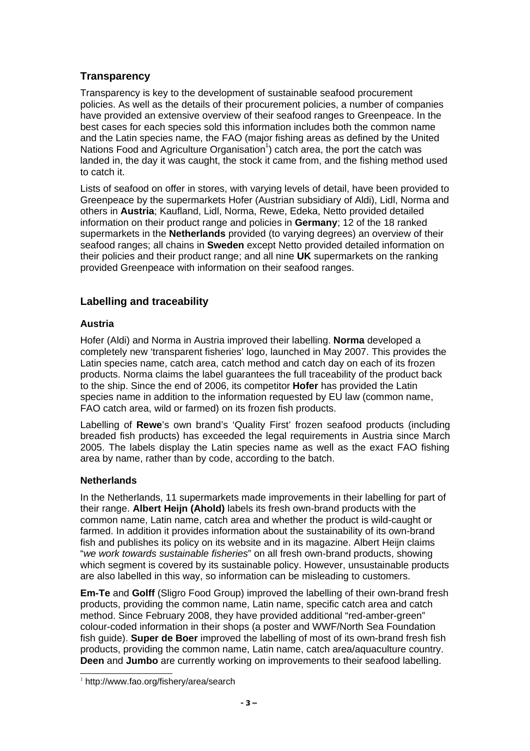## Transparency

Transparency is key to the development of sustainable seafood procurement policies. As well as the details of their procurement policies, a number of companies have provided an extensive overview of their seafood ranges to Greenpeace. In the best cases for each species sold this information includes both the common name and the Latin species name, the FAO (major fishing areas as defined by the United Nations Food and Agriculture Organisation[1]) catch area, the port the catch was landed in, the day it was caught, the stock it came from, and the fishing method used to catch it.

Lists of seafood on offer in stores, with varying levels of detail, have been provided to Greenpeace by the supermarkets Hofer (Austrian subsidiary of Aldi), Lidl, Norma and others in **Austria**; Kaufland, Lidl, Norma, Rewe, Edeka, Netto provided detailed information on their product range and policies in **Germany**; 12 of the 18 ranked supermarkets in the **Netherlands** provided (to varying degrees) an overview of their seafood ranges; all chains in **Sweden** except Netto provided detailed information on their policies and their product range; and all nine **UK** supermarkets on the ranking provided Greenpeace with information on their seafood ranges.

## Labelling and traceability

### Austria

Hofer (Aldi) and Norma in Austria improved their labelling. **Norma** developed a completely new 'transparent fisheries' logo, launched in May 2007. This provides the Latin species name, catch area, catch method and catch day on each of its frozen products. Norma claims the label guarantees the full traceability of the product back to the ship. Since the end of 2006, its competitor **Hofer** has provided the Latin species name in addition to the information requested by EU law (common name, FAO catch area, wild or farmed) on its frozen fish products.

Labelling of **Rewe**'s own brand's 'Quality First' frozen seafood products (including breaded fish products) has exceeded the legal requirements in Austria since March 2005. The labels display the Latin species name as well as the exact FAO fishing area by name, rather than by code, according to the batch.

### Netherlands

In the Netherlands, 11 supermarkets made improvements in their labelling for part of their range. **Albert Heijn (Ahold)** labels its fresh own-brand products with the common name, Latin name, catch area and whether the product is wild-caught or farmed. In addition it provides information about the sustainability of its own-brand fish and publishes its policy on its website and in its magazine. Albert Heijn claims "*we work towards sustainable fisheries*" on all fresh own-brand products, showing which segment is covered by its sustainable policy. However, unsustainable products are also labelled in this way, so information can be misleading to customers.

**Em-Te** and **Golff** (Sligro Food Group) improved the labelling of their own-brand fresh products, providing the common name, Latin name, specific catch area and catch method. Since February 2008, they have provided additional "red-amber-green" colour-coded information in their shops (a poster and WWF/North Sea Foundation fish guide). **Super de Boer** improved the labelling of most of its own-brand fresh fish products, providing the common name, Latin name, catch area/aquaculture country. **Deen** and **Jumbo** are currently working on improvements to their seafood labelling.

[1] http://www.fao.org/fishery/area/search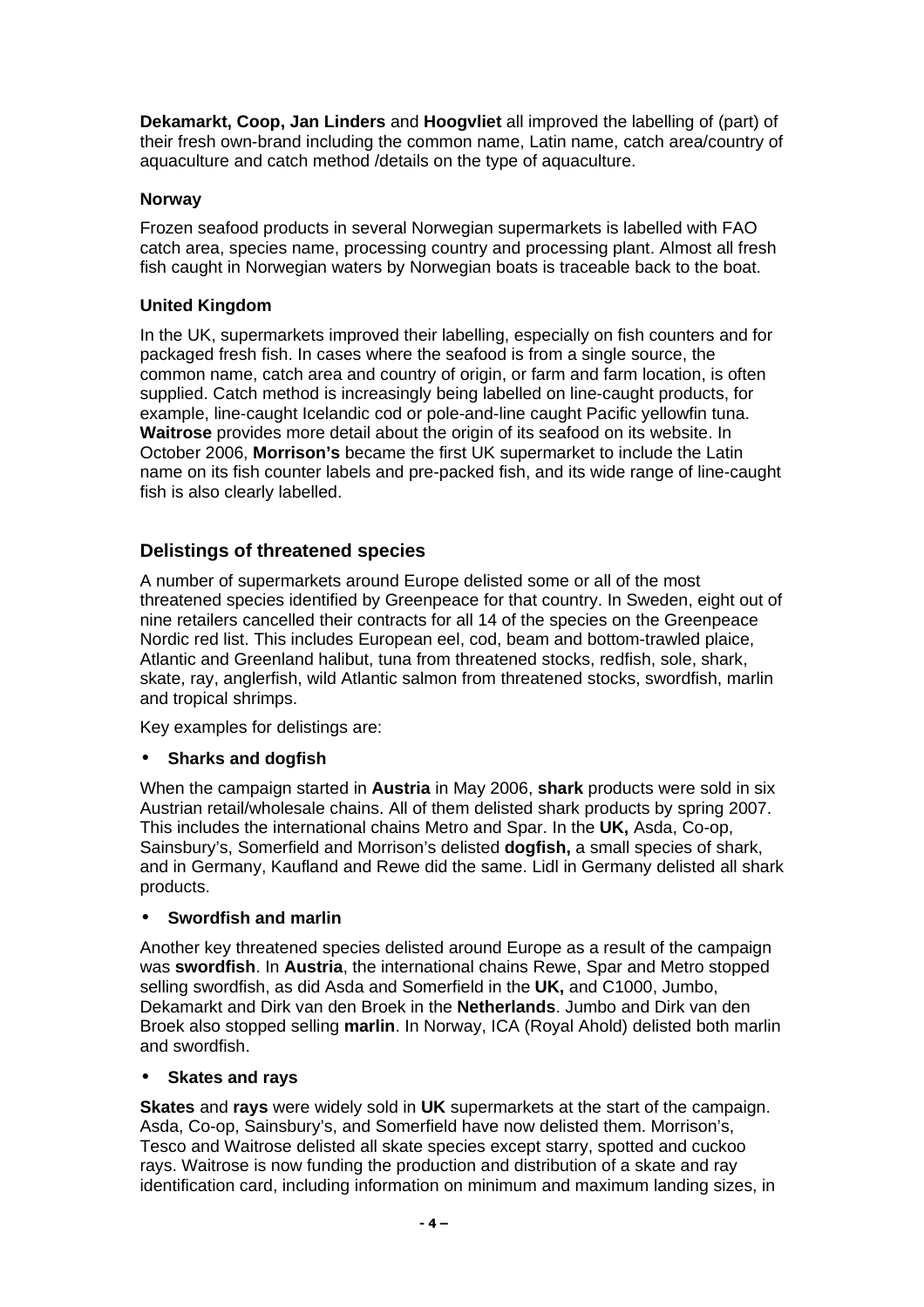**Dekamarkt, Coop, Jan Linders** and **Hoogvliet** all improved the labelling of (part) of their fresh own-brand including the common name, Latin name, catch area/country of aquaculture and catch method /details on the type of aquaculture.

#### Norway

Frozen seafood products in several Norwegian supermarkets is labelled with FAO catch area, species name, processing country and processing plant. Almost all fresh fish caught in Norwegian waters by Norwegian boats is traceable back to the boat.

#### United Kingdom

In the UK, supermarkets improved their labelling, especially on fish counters and for packaged fresh fish. In cases where the seafood is from a single source, the common name, catch area and country of origin, or farm and farm location, is often supplied. Catch method is increasingly being labelled on line-caught products, for example, line-caught Icelandic cod or pole-and-line caught Pacific yellowfin tuna. **Waitrose** provides more detail about the origin of its seafood on its website. In October 2006, **Morrison's** became the first UK supermarket to include the Latin name on its fish counter labels and pre-packed fish, and its wide range of line-caught fish is also clearly labelled.

### Delistings of threatened species

A number of supermarkets around Europe delisted some or all of the most threatened species identified by Greenpeace for that country. In Sweden, eight out of nine retailers cancelled their contracts for all 14 of the species on the Greenpeace Nordic red list. This includes European eel, cod, beam and bottom-trawled plaice, Atlantic and Greenland halibut, tuna from threatened stocks, redfish, sole, shark, skate, ray, anglerfish, wild Atlantic salmon from threatened stocks, swordfish, marlin and tropical shrimps.

Key examples for delistings are:

- **Sharks and dogfish**

When the campaign started in **Austria** in May 2006, **shark** products were sold in six Austrian retail/wholesale chains. All of them delisted shark products by spring 2007. This includes the international chains Metro and Spar. In the **UK,** Asda, Co-op, Sainsbury's, Somerfield and Morrison's delisted **dogfish,** a small species of shark, and in Germany, Kaufland and Rewe did the same. Lidl in Germany delisted all shark products.

- **Swordfish and marlin**

Another key threatened species delisted around Europe as a result of the campaign was **swordfish**. In **Austria**, the international chains Rewe, Spar and Metro stopped selling swordfish, as did Asda and Somerfield in the **UK,** and C1000, Jumbo, Dekamarkt and Dirk van den Broek in the **Netherlands**. Jumbo and Dirk van den Broek also stopped selling **marlin**. In Norway, ICA (Royal Ahold) delisted both marlin and swordfish.

- **Skates and rays**

**Skates** and **rays** were widely sold in **UK** supermarkets at the start of the campaign. Asda, Co-op, Sainsbury's, and Somerfield have now delisted them. Morrison's, Tesco and Waitrose delisted all skate species except starry, spotted and cuckoo rays. Waitrose is now funding the production and distribution of a skate and ray identification card, including information on minimum and maximum landing sizes, in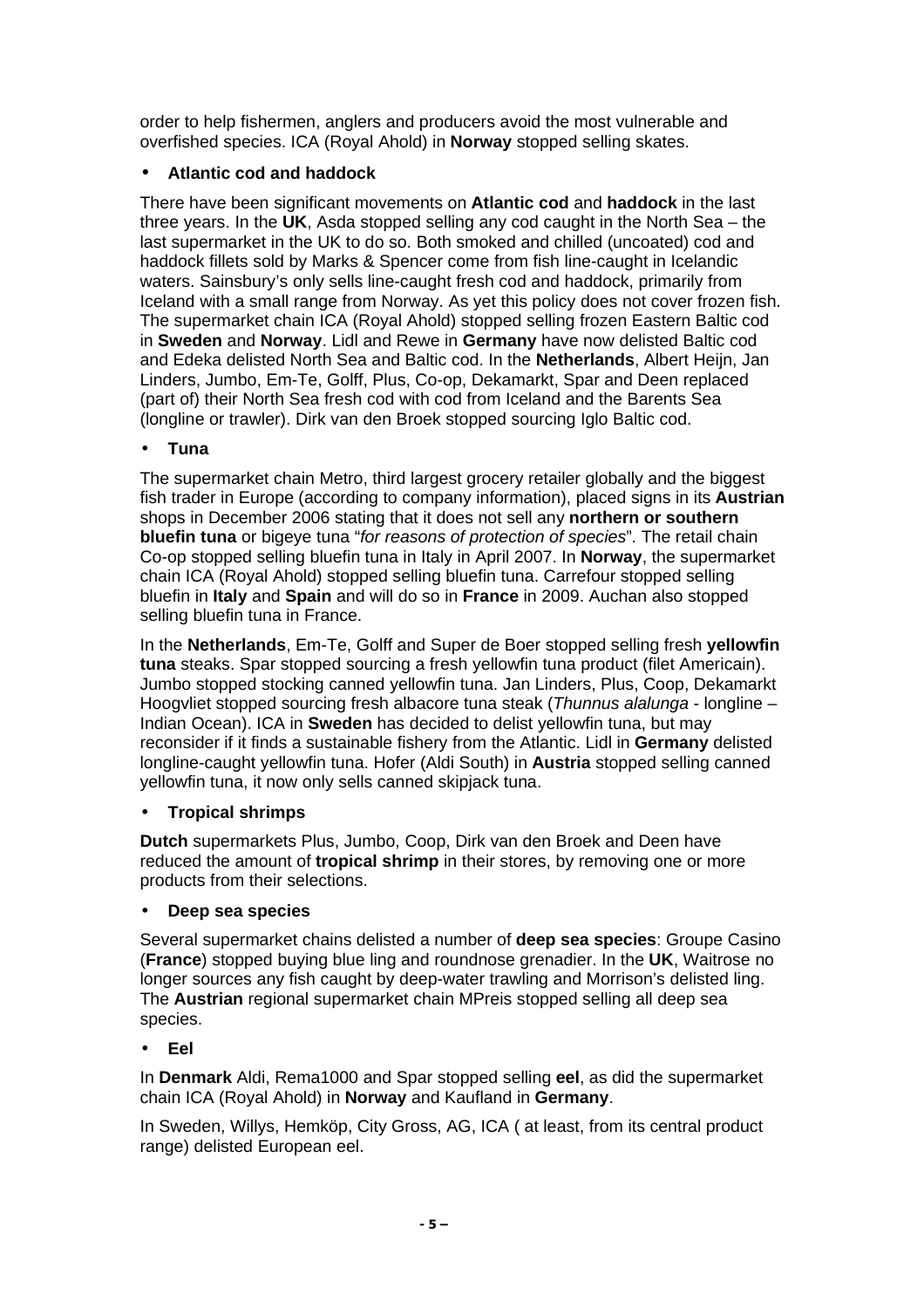order to help fishermen, anglers and producers avoid the most vulnerable and overfished species. ICA (Royal Ahold) in **Norway** stopped selling skates.

- **Atlantic cod and haddock**

There have been significant movements on **Atlantic cod** and **haddock** in the last three years. In the **UK**, Asda stopped selling any cod caught in the North Sea – the last supermarket in the UK to do so. Both smoked and chilled (uncoated) cod and haddock fillets sold by Marks & Spencer come from fish line-caught in Icelandic waters. Sainsbury's only sells line-caught fresh cod and haddock, primarily from Iceland with a small range from Norway. As yet this policy does not cover frozen fish. The supermarket chain ICA (Royal Ahold) stopped selling frozen Eastern Baltic cod in **Sweden** and **Norway**. Lidl and Rewe in **Germany** have now delisted Baltic cod and Edeka delisted North Sea and Baltic cod. In the **Netherlands**, Albert Heijn, Jan Linders, Jumbo, Em-Te, Golff, Plus, Co-op, Dekamarkt, Spar and Deen replaced (part of) their North Sea fresh cod with cod from Iceland and the Barents Sea (longline or trawler). Dirk van den Broek stopped sourcing Iglo Baltic cod.

- **Tuna**

The supermarket chain Metro, third largest grocery retailer globally and the biggest fish trader in Europe (according to company information), placed signs in its **Austrian** shops in December 2006 stating that it does not sell any **northern or southern bluefin tuna** or bigeye tuna "*for reasons of protection of species*". The retail chain Co-op stopped selling bluefin tuna in Italy in April 2007. In **Norway**, the supermarket chain ICA (Royal Ahold) stopped selling bluefin tuna. Carrefour stopped selling bluefin in **Italy** and **Spain** and will do so in **France** in 2009. Auchan also stopped selling bluefin tuna in France.

In the **Netherlands**, Em-Te, Golff and Super de Boer stopped selling fresh **yellowfin tuna** steaks. Spar stopped sourcing a fresh yellowfin tuna product (filet Americain). Jumbo stopped stocking canned yellowfin tuna. Jan Linders, Plus, Coop, Dekamarkt Hoogvliet stopped sourcing fresh albacore tuna steak (*Thunnus alalunga* - longline – Indian Ocean). ICA in **Sweden** has decided to delist yellowfin tuna, but may reconsider if it finds a sustainable fishery from the Atlantic. Lidl in **Germany** delisted longline-caught yellowfin tuna. Hofer (Aldi South) in **Austria** stopped selling canned yellowfin tuna, it now only sells canned skipjack tuna.

- **Tropical shrimps**

**Dutch** supermarkets Plus, Jumbo, Coop, Dirk van den Broek and Deen have reduced the amount of **tropical shrimp** in their stores, by removing one or more products from their selections.

- **Deep sea species**

Several supermarket chains delisted a number of **deep sea species**: Groupe Casino (**France**) stopped buying blue ling and roundnose grenadier. In the **UK**, Waitrose no longer sources any fish caught by deep-water trawling and Morrison's delisted ling. The **Austrian** regional supermarket chain MPreis stopped selling all deep sea species.

- **Eel**

In **Denmark** Aldi, Rema1000 and Spar stopped selling **eel**, as did the supermarket chain ICA (Royal Ahold) in **Norway** and Kaufland in **Germany**.

In Sweden, Willys, Hemköp, City Gross, AG, ICA ( at least, from its central product range) delisted European eel.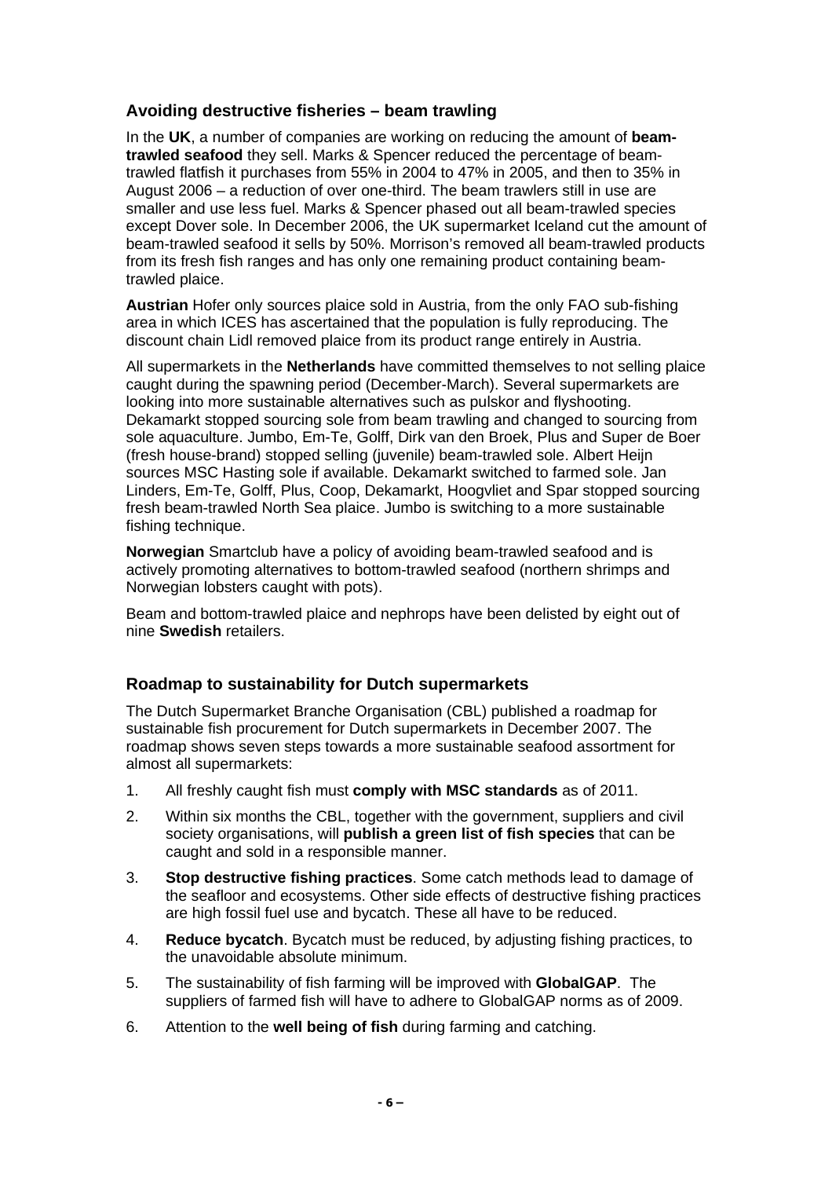## Avoiding destructive fisheries – beam trawling

In the **UK**, a number of companies are working on reducing the amount of **beam-trawled seafood** they sell. Marks & Spencer reduced the percentage of beam-trawled flatfish it purchases from 55% in 2004 to 47% in 2005, and then to 35% in August 2006 – a reduction of over one-third. The beam trawlers still in use are smaller and use less fuel. Marks & Spencer phased out all beam-trawled species except Dover sole. In December 2006, the UK supermarket Iceland cut the amount of beam-trawled seafood it sells by 50%. Morrison's removed all beam-trawled products from its fresh fish ranges and has only one remaining product containing beam-trawled plaice.

**Austrian** Hofer only sources plaice sold in Austria, from the only FAO sub-fishing area in which ICES has ascertained that the population is fully reproducing. The discount chain Lidl removed plaice from its product range entirely in Austria.

All supermarkets in the **Netherlands** have committed themselves to not selling plaice caught during the spawning period (December-March). Several supermarkets are looking into more sustainable alternatives such as pulskor and flyshooting. Dekamarkt stopped sourcing sole from beam trawling and changed to sourcing from sole aquaculture. Jumbo, Em-Te, Golff, Dirk van den Broek, Plus and Super de Boer (fresh house-brand) stopped selling (juvenile) beam-trawled sole. Albert Heijn sources MSC Hasting sole if available. Dekamarkt switched to farmed sole. Jan Linders, Em-Te, Golff, Plus, Coop, Dekamarkt, Hoogvliet and Spar stopped sourcing fresh beam-trawled North Sea plaice. Jumbo is switching to a more sustainable fishing technique.

**Norwegian** Smartclub have a policy of avoiding beam-trawled seafood and is actively promoting alternatives to bottom-trawled seafood (northern shrimps and Norwegian lobsters caught with pots).

Beam and bottom-trawled plaice and nephrops have been delisted by eight out of nine **Swedish** retailers.

## Roadmap to sustainability for Dutch supermarkets

The Dutch Supermarket Branche Organisation (CBL) published a roadmap for sustainable fish procurement for Dutch supermarkets in December 2007. The roadmap shows seven steps towards a more sustainable seafood assortment for almost all supermarkets:

1. All freshly caught fish must **comply with MSC standards** as of 2011.
2. Within six months the CBL, together with the government, suppliers and civil society organisations, will **publish a green list of fish species** that can be caught and sold in a responsible manner.
3. **Stop destructive fishing practices**. Some catch methods lead to damage of the seafloor and ecosystems. Other side effects of destructive fishing practices are high fossil fuel use and bycatch. These all have to be reduced.
4. **Reduce bycatch**. Bycatch must be reduced, by adjusting fishing practices, to the unavoidable absolute minimum.
5. The sustainability of fish farming will be improved with **GlobalGAP**. The suppliers of farmed fish will have to adhere to GlobalGAP norms as of 2009.
6. Attention to the **well being of fish** during farming and catching.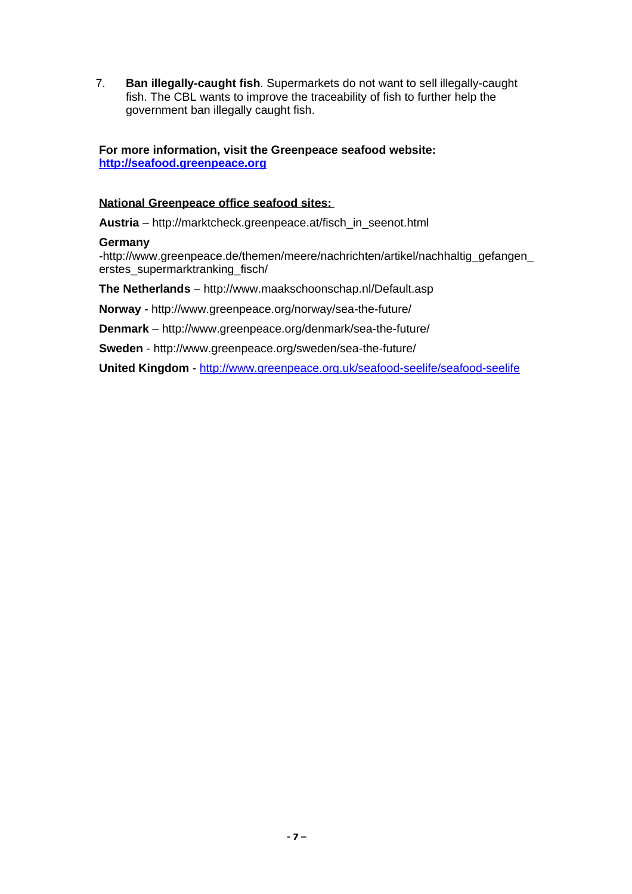7. **Ban illegally-caught fish**. Supermarkets do not want to sell illegally-caught fish. The CBL wants to improve the traceability of fish to further help the government ban illegally caught fish.

**For more information, visit the Greenpeace seafood website:**
**http://seafood.greenpeace.org**

**National Greenpeace office seafood sites:**

**Austria** – http://marktcheck.greenpeace.at/fisch_in_seenot.html

**Germany**
-http://www.greenpeace.de/themen/meere/nachrichten/artikel/nachhaltig_gefangen_erstes_supermarktranking_fisch/

**The Netherlands** – http://www.maakschoonschap.nl/Default.asp

**Norway** - http://www.greenpeace.org/norway/sea-the-future/

**Denmark** – http://www.greenpeace.org/denmark/sea-the-future/

**Sweden** - http://www.greenpeace.org/sweden/sea-the-future/

**United Kingdom** - http://www.greenpeace.org.uk/seafood-seelife/seafood-seelife